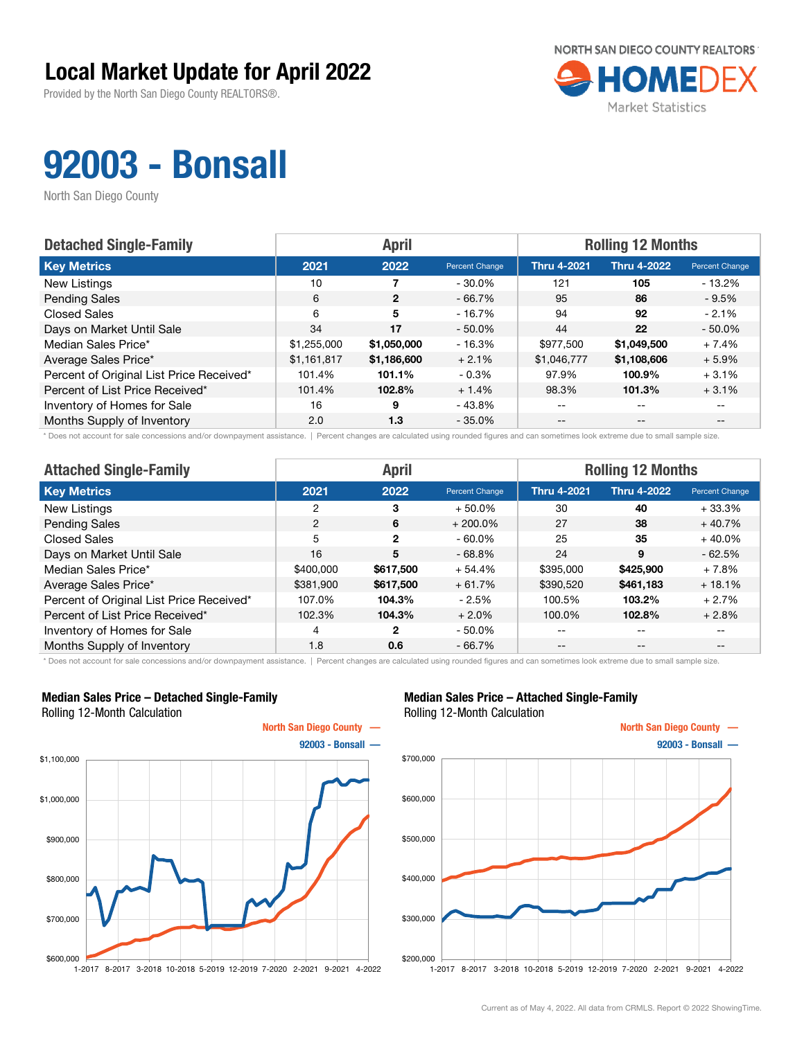# Local Market Update for April 2022

Provided by the North San Diego County REALTORS®.

NORTH SAN DIEGO COUNTY REALTORS HOMEDEX Market Statistics

# 92003 - Bonsall

North San Diego County

| Detached Single-Family | April | | | Rolling 12 Months | | |
|---|---|---|---|---|---|---|
| **Key Metrics** | **2021** | **2022** | **Percent Change** | **Thru 4-2021** | **Thru 4-2022** | **Percent Change** |
| New Listings | 10 | **7** | - 30.0% | 121 | **105** | - 13.2% |
| Pending Sales | 6 | **2** | - 66.7% | 95 | **86** | - 9.5% |
| Closed Sales | 6 | **5** | - 16.7% | 94 | **92** | - 2.1% |
| Days on Market Until Sale | 34 | **17** | - 50.0% | 44 | **22** | - 50.0% |
| Median Sales Price* | $1,255,000 | **$1,050,000** | - 16.3% | $977,500 | **$1,049,500** | + 7.4% |
| Average Sales Price* | $1,161,817 | **$1,186,600** | + 2.1% | $1,046,777 | **$1,108,606** | + 5.9% |
| Percent of Original List Price Received* | 101.4% | **101.1%** | - 0.3% | 97.9% | **100.9%** | + 3.1% |
| Percent of List Price Received* | 101.4% | **102.8%** | + 1.4% | 98.3% | **101.3%** | + 3.1% |
| Inventory of Homes for Sale | 16 | **9** | - 43.8% | -- | -- | -- |
| Months Supply of Inventory | 2.0 | **1.3** | - 35.0% | -- | -- | -- |

\* Does not account for sale concessions and/or downpayment assistance. | Percent changes are calculated using rounded figures and can sometimes look extreme due to small sample size.

| Attached Single-Family | April | | | Rolling 12 Months | | |
|---|---|---|---|---|---|---|
| **Key Metrics** | **2021** | **2022** | **Percent Change** | **Thru 4-2021** | **Thru 4-2022** | **Percent Change** |
| New Listings | 2 | **3** | + 50.0% | 30 | **40** | + 33.3% |
| Pending Sales | 2 | **6** | + 200.0% | 27 | **38** | + 40.7% |
| Closed Sales | 5 | **2** | - 60.0% | 25 | **35** | + 40.0% |
| Days on Market Until Sale | 16 | **5** | - 68.8% | 24 | **9** | - 62.5% |
| Median Sales Price* | $400,000 | **$617,500** | + 54.4% | $395,000 | **$425,900** | + 7.8% |
| Average Sales Price* | $381,900 | **$617,500** | + 61.7% | $390,520 | **$461,183** | + 18.1% |
| Percent of Original List Price Received* | 107.0% | **104.3%** | - 2.5% | 100.5% | **103.2%** | + 2.7% |
| Percent of List Price Received* | 102.3% | **104.3%** | + 2.0% | 100.0% | **102.8%** | + 2.8% |
| Inventory of Homes for Sale | 4 | **2** | - 50.0% | -- | -- | -- |
| Months Supply of Inventory | 1.8 | **0.6** | - 66.7% | -- | -- | -- |

\* Does not account for sale concessions and/or downpayment assistance. | Percent changes are calculated using rounded figures and can sometimes look extreme due to small sample size.

**Median Sales Price – Detached Single-Family**
Rolling 12-Month Calculation

North San Diego County —
92003 - Bonsall —

**Median Sales Price – Attached Single-Family**
Rolling 12-Month Calculation

North San Diego County —
92003 - Bonsall —

Current as of May 4, 2022. All data from CRMLS. Report © 2022 ShowingTime.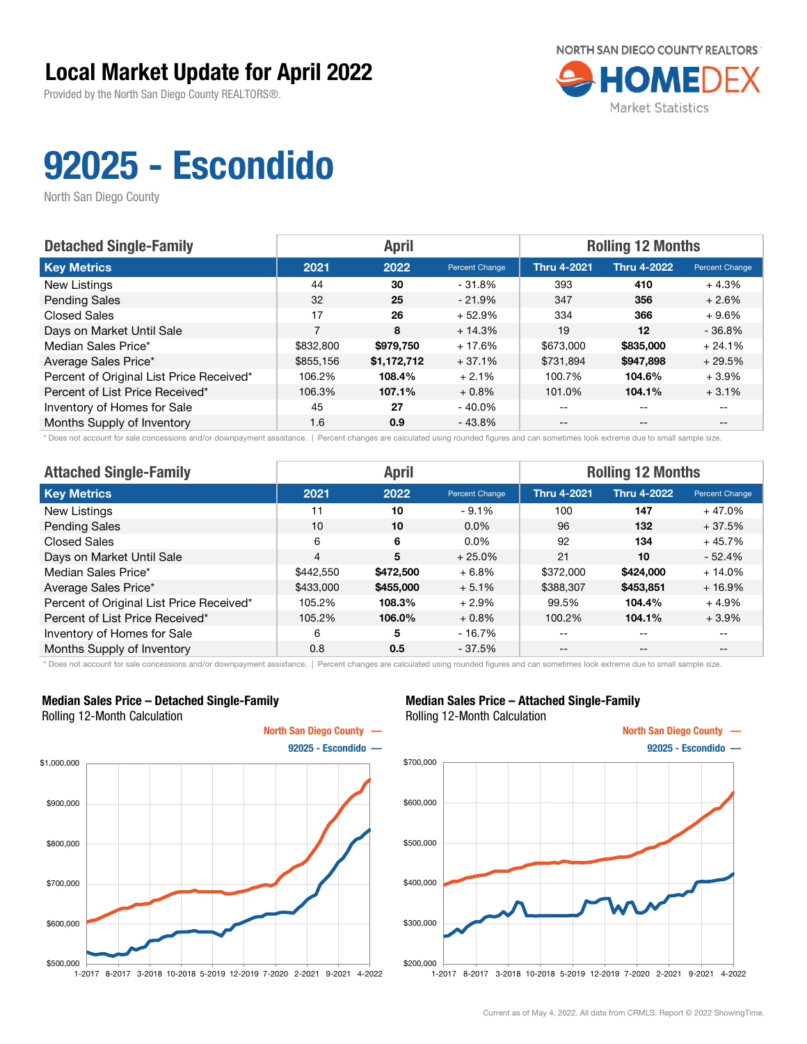# Local Market Update for April 2022

Provided by the North San Diego County REALTORS®.

NORTH SAN DIEGO COUNTY REALTORS HOMEDEX Market Statistics

# 92025 - Escondido

North San Diego County

| Detached Single-Family | April | | | Rolling 12 Months | | |
|---|---|---|---|---|---|---|
| **Key Metrics** | **2021** | **2022** | **Percent Change** | **Thru 4-2021** | **Thru 4-2022** | **Percent Change** |
| New Listings | 44 | **30** | - 31.8% | 393 | **410** | + 4.3% |
| Pending Sales | 32 | **25** | - 21.9% | 347 | **356** | + 2.6% |
| Closed Sales | 17 | **26** | + 52.9% | 334 | **366** | + 9.6% |
| Days on Market Until Sale | 7 | **8** | + 14.3% | 19 | **12** | - 36.8% |
| Median Sales Price* | $832,800 | **$979,750** | + 17.6% | $673,000 | **$835,000** | + 24.1% |
| Average Sales Price* | $855,156 | **$1,172,712** | + 37.1% | $731,894 | **$947,898** | + 29.5% |
| Percent of Original List Price Received* | 106.2% | **108.4%** | + 2.1% | 100.7% | **104.6%** | + 3.9% |
| Percent of List Price Received* | 106.3% | **107.1%** | + 0.8% | 101.0% | **104.1%** | + 3.1% |
| Inventory of Homes for Sale | 45 | **27** | - 40.0% | -- | -- | -- |
| Months Supply of Inventory | 1.6 | **0.9** | - 43.8% | -- | -- | -- |

* Does not account for sale concessions and/or downpayment assistance. | Percent changes are calculated using rounded figures and can sometimes look extreme due to small sample size.

| Attached Single-Family | April | | | Rolling 12 Months | | |
|---|---|---|---|---|---|---|
| **Key Metrics** | **2021** | **2022** | **Percent Change** | **Thru 4-2021** | **Thru 4-2022** | **Percent Change** |
| New Listings | 11 | **10** | - 9.1% | 100 | **147** | + 47.0% |
| Pending Sales | 10 | **10** | 0.0% | 96 | **132** | + 37.5% |
| Closed Sales | 6 | **6** | 0.0% | 92 | **134** | + 45.7% |
| Days on Market Until Sale | 4 | **5** | + 25.0% | 21 | **10** | - 52.4% |
| Median Sales Price* | $442,550 | **$472,500** | + 6.8% | $372,000 | **$424,000** | + 14.0% |
| Average Sales Price* | $433,000 | **$455,000** | + 5.1% | $388,307 | **$453,851** | + 16.9% |
| Percent of Original List Price Received* | 105.2% | **108.3%** | + 2.9% | 99.5% | **104.4%** | + 4.9% |
| Percent of List Price Received* | 105.2% | **106.0%** | + 0.8% | 100.2% | **104.1%** | + 3.9% |
| Inventory of Homes for Sale | 6 | **5** | - 16.7% | -- | -- | -- |
| Months Supply of Inventory | 0.8 | **0.5** | - 37.5% | -- | -- | -- |

* Does not account for sale concessions and/or downpayment assistance. | Percent changes are calculated using rounded figures and can sometimes look extreme due to small sample size.

**Median Sales Price – Detached Single-Family**
Rolling 12-Month Calculation

North San Diego County —
92025 - Escondido —

**Median Sales Price – Attached Single-Family**
Rolling 12-Month Calculation

North San Diego County —
92025 - Escondido —

Current as of May 4, 2022. All data from CRMLS. Report © 2022 ShowingTime.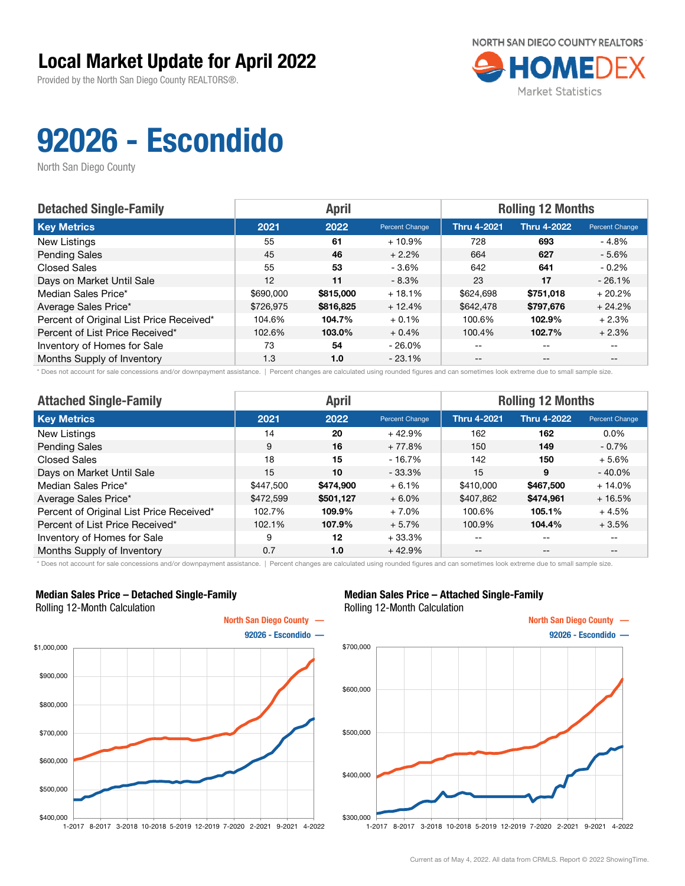# Local Market Update for April 2022

Provided by the North San Diego County REALTORS®.

NORTH SAN DIEGO COUNTY REALTORS HOMEDEX Market Statistics

# 92026 - Escondido

North San Diego County

| Detached Single-Family | April | | | Rolling 12 Months | | |
|---|---|---|---|---|---|---|
| **Key Metrics** | **2021** | **2022** | **Percent Change** | **Thru 4-2021** | **Thru 4-2022** | **Percent Change** |
| New Listings | 55 | **61** | + 10.9% | 728 | **693** | - 4.8% |
| Pending Sales | 45 | **46** | + 2.2% | 664 | **627** | - 5.6% |
| Closed Sales | 55 | **53** | - 3.6% | 642 | **641** | - 0.2% |
| Days on Market Until Sale | 12 | **11** | - 8.3% | 23 | **17** | - 26.1% |
| Median Sales Price* | $690,000 | **$815,000** | + 18.1% | $624,698 | **$751,018** | + 20.2% |
| Average Sales Price* | $726,975 | **$816,825** | + 12.4% | $642,478 | **$797,676** | + 24.2% |
| Percent of Original List Price Received* | 104.6% | **104.7%** | + 0.1% | 100.6% | **102.9%** | + 2.3% |
| Percent of List Price Received* | 102.6% | **103.0%** | + 0.4% | 100.4% | **102.7%** | + 2.3% |
| Inventory of Homes for Sale | 73 | **54** | - 26.0% | -- | -- | -- |
| Months Supply of Inventory | 1.3 | **1.0** | - 23.1% | -- | -- | -- |

\* Does not account for sale concessions and/or downpayment assistance. | Percent changes are calculated using rounded figures and can sometimes look extreme due to small sample size.

| Attached Single-Family | April | | | Rolling 12 Months | | |
|---|---|---|---|---|---|---|
| **Key Metrics** | **2021** | **2022** | **Percent Change** | **Thru 4-2021** | **Thru 4-2022** | **Percent Change** |
| New Listings | 14 | **20** | + 42.9% | 162 | **162** | 0.0% |
| Pending Sales | 9 | **16** | + 77.8% | 150 | **149** | - 0.7% |
| Closed Sales | 18 | **15** | - 16.7% | 142 | **150** | + 5.6% |
| Days on Market Until Sale | 15 | **10** | - 33.3% | 15 | **9** | - 40.0% |
| Median Sales Price* | $447,500 | **$474,900** | + 6.1% | $410,000 | **$467,500** | + 14.0% |
| Average Sales Price* | $472,599 | **$501,127** | + 6.0% | $407,862 | **$474,961** | + 16.5% |
| Percent of Original List Price Received* | 102.7% | **109.9%** | + 7.0% | 100.6% | **105.1%** | + 4.5% |
| Percent of List Price Received* | 102.1% | **107.9%** | + 5.7% | 100.9% | **104.4%** | + 3.5% |
| Inventory of Homes for Sale | 9 | **12** | + 33.3% | -- | -- | -- |
| Months Supply of Inventory | 0.7 | **1.0** | + 42.9% | -- | -- | -- |

\* Does not account for sale concessions and/or downpayment assistance. | Percent changes are calculated using rounded figures and can sometimes look extreme due to small sample size.

**Median Sales Price – Detached Single-Family**
Rolling 12-Month Calculation

North San Diego County —
92026 - Escondido —

**Median Sales Price – Attached Single-Family**
Rolling 12-Month Calculation

North San Diego County —
92026 - Escondido —

Current as of May 4, 2022. All data from CRMLS. Report © 2022 ShowingTime.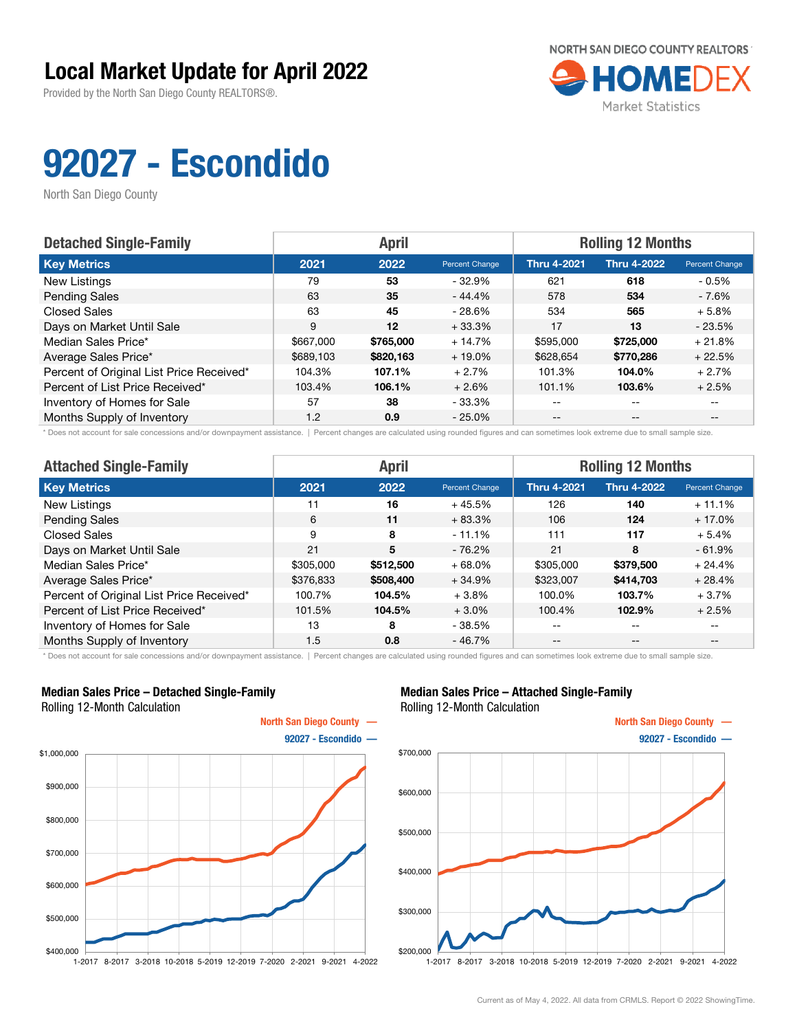# Local Market Update for April 2022

Provided by the North San Diego County REALTORS®.

NORTH SAN DIEGO COUNTY REALTORS HOMEDEX Market Statistics

# 92027 - Escondido

North San Diego County

| Detached Single-Family | April | | | Rolling 12 Months | | |
|---|---|---|---|---|---|---|
| **Key Metrics** | **2021** | **2022** | **Percent Change** | **Thru 4-2021** | **Thru 4-2022** | **Percent Change** |
| New Listings | 79 | **53** | - 32.9% | 621 | **618** | - 0.5% |
| Pending Sales | 63 | **35** | - 44.4% | 578 | **534** | - 7.6% |
| Closed Sales | 63 | **45** | - 28.6% | 534 | **565** | + 5.8% |
| Days on Market Until Sale | 9 | **12** | + 33.3% | 17 | **13** | - 23.5% |
| Median Sales Price* | $667,000 | **$765,000** | + 14.7% | $595,000 | **$725,000** | + 21.8% |
| Average Sales Price* | $689,103 | **$820,163** | + 19.0% | $628,654 | **$770,286** | + 22.5% |
| Percent of Original List Price Received* | 104.3% | **107.1%** | + 2.7% | 101.3% | **104.0%** | + 2.7% |
| Percent of List Price Received* | 103.4% | **106.1%** | + 2.6% | 101.1% | **103.6%** | + 2.5% |
| Inventory of Homes for Sale | 57 | **38** | - 33.3% | -- | -- | -- |
| Months Supply of Inventory | 1.2 | **0.9** | - 25.0% | -- | -- | -- |

\* Does not account for sale concessions and/or downpayment assistance. | Percent changes are calculated using rounded figures and can sometimes look extreme due to small sample size.

| Attached Single-Family | April | | | Rolling 12 Months | | |
|---|---|---|---|---|---|---|
| **Key Metrics** | **2021** | **2022** | **Percent Change** | **Thru 4-2021** | **Thru 4-2022** | **Percent Change** |
| New Listings | 11 | **16** | + 45.5% | 126 | **140** | + 11.1% |
| Pending Sales | 6 | **11** | + 83.3% | 106 | **124** | + 17.0% |
| Closed Sales | 9 | **8** | - 11.1% | 111 | **117** | + 5.4% |
| Days on Market Until Sale | 21 | **5** | - 76.2% | 21 | **8** | - 61.9% |
| Median Sales Price* | $305,000 | **$512,500** | + 68.0% | $305,000 | **$379,500** | + 24.4% |
| Average Sales Price* | $376,833 | **$508,400** | + 34.9% | $323,007 | **$414,703** | + 28.4% |
| Percent of Original List Price Received* | 100.7% | **104.5%** | + 3.8% | 100.0% | **103.7%** | + 3.7% |
| Percent of List Price Received* | 101.5% | **104.5%** | + 3.0% | 100.4% | **102.9%** | + 2.5% |
| Inventory of Homes for Sale | 13 | **8** | - 38.5% | -- | -- | -- |
| Months Supply of Inventory | 1.5 | **0.8** | - 46.7% | -- | -- | -- |

\* Does not account for sale concessions and/or downpayment assistance. | Percent changes are calculated using rounded figures and can sometimes look extreme due to small sample size.

**Median Sales Price – Detached Single-Family**
Rolling 12-Month Calculation

North San Diego County —
92027 - Escondido —

**Median Sales Price – Attached Single-Family**
Rolling 12-Month Calculation

North San Diego County —
92027 - Escondido —

Current as of May 4, 2022. All data from CRMLS. Report © 2022 ShowingTime.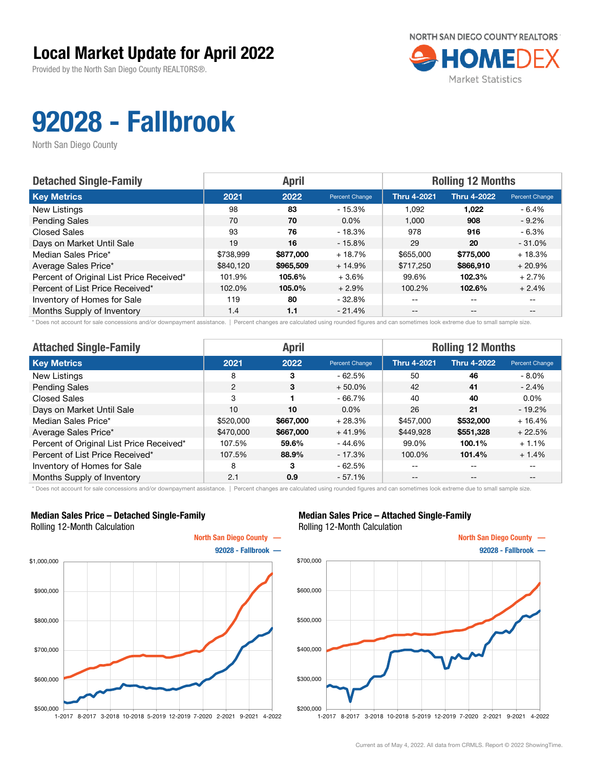# Local Market Update for April 2022

Provided by the North San Diego County REALTORS®.

NORTH SAN DIEGO COUNTY REALTORS HOMEDEX Market Statistics

# 92028 - Fallbrook

North San Diego County

| Detached Single-Family | April | | | Rolling 12 Months | | |
|---|---|---|---|---|---|---|
| **Key Metrics** | **2021** | **2022** | **Percent Change** | **Thru 4-2021** | **Thru 4-2022** | **Percent Change** |
| New Listings | 98 | **83** | - 15.3% | 1,092 | **1,022** | - 6.4% |
| Pending Sales | 70 | **70** | 0.0% | 1,000 | **908** | - 9.2% |
| Closed Sales | 93 | **76** | - 18.3% | 978 | **916** | - 6.3% |
| Days on Market Until Sale | 19 | **16** | - 15.8% | 29 | **20** | - 31.0% |
| Median Sales Price* | $738,999 | **$877,000** | + 18.7% | $655,000 | **$775,000** | + 18.3% |
| Average Sales Price* | $840,120 | **$965,509** | + 14.9% | $717,250 | **$866,910** | + 20.9% |
| Percent of Original List Price Received* | 101.9% | **105.6%** | + 3.6% | 99.6% | **102.3%** | + 2.7% |
| Percent of List Price Received* | 102.0% | **105.0%** | + 2.9% | 100.2% | **102.6%** | + 2.4% |
| Inventory of Homes for Sale | 119 | **80** | - 32.8% | -- | -- | -- |
| Months Supply of Inventory | 1.4 | **1.1** | - 21.4% | -- | -- | -- |

\* Does not account for sale concessions and/or downpayment assistance. | Percent changes are calculated using rounded figures and can sometimes look extreme due to small sample size.

| Attached Single-Family | April | | | Rolling 12 Months | | |
|---|---|---|---|---|---|---|
| **Key Metrics** | **2021** | **2022** | **Percent Change** | **Thru 4-2021** | **Thru 4-2022** | **Percent Change** |
| New Listings | 8 | **3** | - 62.5% | 50 | **46** | - 8.0% |
| Pending Sales | 2 | **3** | + 50.0% | 42 | **41** | - 2.4% |
| Closed Sales | 3 | **1** | - 66.7% | 40 | **40** | 0.0% |
| Days on Market Until Sale | 10 | **10** | 0.0% | 26 | **21** | - 19.2% |
| Median Sales Price* | $520,000 | **$667,000** | + 28.3% | $457,000 | **$532,000** | + 16.4% |
| Average Sales Price* | $470,000 | **$667,000** | + 41.9% | $449,928 | **$551,328** | + 22.5% |
| Percent of Original List Price Received* | 107.5% | **59.6%** | - 44.6% | 99.0% | **100.1%** | + 1.1% |
| Percent of List Price Received* | 107.5% | **88.9%** | - 17.3% | 100.0% | **101.4%** | + 1.4% |
| Inventory of Homes for Sale | 8 | **3** | - 62.5% | -- | -- | -- |
| Months Supply of Inventory | 2.1 | **0.9** | - 57.1% | -- | -- | -- |

\* Does not account for sale concessions and/or downpayment assistance. | Percent changes are calculated using rounded figures and can sometimes look extreme due to small sample size.

### Median Sales Price – Detached Single-Family
Rolling 12-Month Calculation

North San Diego County — 
92028 - Fallbrook —

### Median Sales Price – Attached Single-Family
Rolling 12-Month Calculation

North San Diego County — 
92028 - Fallbrook —

Current as of May 4, 2022. All data from CRMLS. Report © 2022 ShowingTime.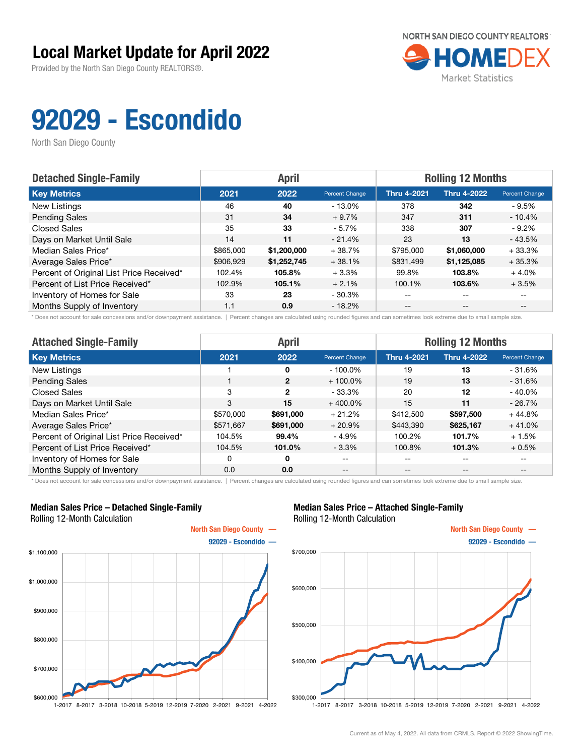# Local Market Update for April 2022

Provided by the North San Diego County REALTORS®.

NORTH SAN DIEGO COUNTY REALTORS HOMEDEX Market Statistics

# 92029 - Escondido

North San Diego County

| Detached Single-Family | April | | | Rolling 12 Months | | |
|---|---|---|---|---|---|---|
| **Key Metrics** | **2021** | **2022** | **Percent Change** | **Thru 4-2021** | **Thru 4-2022** | **Percent Change** |
| New Listings | 46 | **40** | - 13.0% | 378 | **342** | - 9.5% |
| Pending Sales | 31 | **34** | + 9.7% | 347 | **311** | - 10.4% |
| Closed Sales | 35 | **33** | - 5.7% | 338 | **307** | - 9.2% |
| Days on Market Until Sale | 14 | **11** | - 21.4% | 23 | **13** | - 43.5% |
| Median Sales Price* | $865,000 | **$1,200,000** | + 38.7% | $795,000 | **$1,060,000** | + 33.3% |
| Average Sales Price* | $906,929 | **$1,252,745** | + 38.1% | $831,499 | **$1,125,085** | + 35.3% |
| Percent of Original List Price Received* | 102.4% | **105.8%** | + 3.3% | 99.8% | **103.8%** | + 4.0% |
| Percent of List Price Received* | 102.9% | **105.1%** | + 2.1% | 100.1% | **103.6%** | + 3.5% |
| Inventory of Homes for Sale | 33 | **23** | - 30.3% | -- | -- | -- |
| Months Supply of Inventory | 1.1 | **0.9** | - 18.2% | -- | -- | -- |

\* Does not account for sale concessions and/or downpayment assistance. | Percent changes are calculated using rounded figures and can sometimes look extreme due to small sample size.

| Attached Single-Family | April | | | Rolling 12 Months | | |
|---|---|---|---|---|---|---|
| **Key Metrics** | **2021** | **2022** | **Percent Change** | **Thru 4-2021** | **Thru 4-2022** | **Percent Change** |
| New Listings | 1 | **0** | - 100.0% | 19 | **13** | - 31.6% |
| Pending Sales | 1 | **2** | + 100.0% | 19 | **13** | - 31.6% |
| Closed Sales | 3 | **2** | - 33.3% | 20 | **12** | - 40.0% |
| Days on Market Until Sale | 3 | **15** | + 400.0% | 15 | **11** | - 26.7% |
| Median Sales Price* | $570,000 | **$691,000** | + 21.2% | $412,500 | **$597,500** | + 44.8% |
| Average Sales Price* | $571,667 | **$691,000** | + 20.9% | $443,390 | **$625,167** | + 41.0% |
| Percent of Original List Price Received* | 104.5% | **99.4%** | - 4.9% | 100.2% | **101.7%** | + 1.5% |
| Percent of List Price Received* | 104.5% | **101.0%** | - 3.3% | 100.8% | **101.3%** | + 0.5% |
| Inventory of Homes for Sale | 0 | **0** | -- | -- | -- | -- |
| Months Supply of Inventory | 0.0 | **0.0** | -- | -- | -- | -- |

\* Does not account for sale concessions and/or downpayment assistance. | Percent changes are calculated using rounded figures and can sometimes look extreme due to small sample size.

**Median Sales Price – Detached Single-Family**
Rolling 12-Month Calculation

North San Diego County —
92029 - Escondido —

**Median Sales Price – Attached Single-Family**
Rolling 12-Month Calculation

North San Diego County —
92029 - Escondido —

Current as of May 4, 2022. All data from CRMLS. Report © 2022 ShowingTime.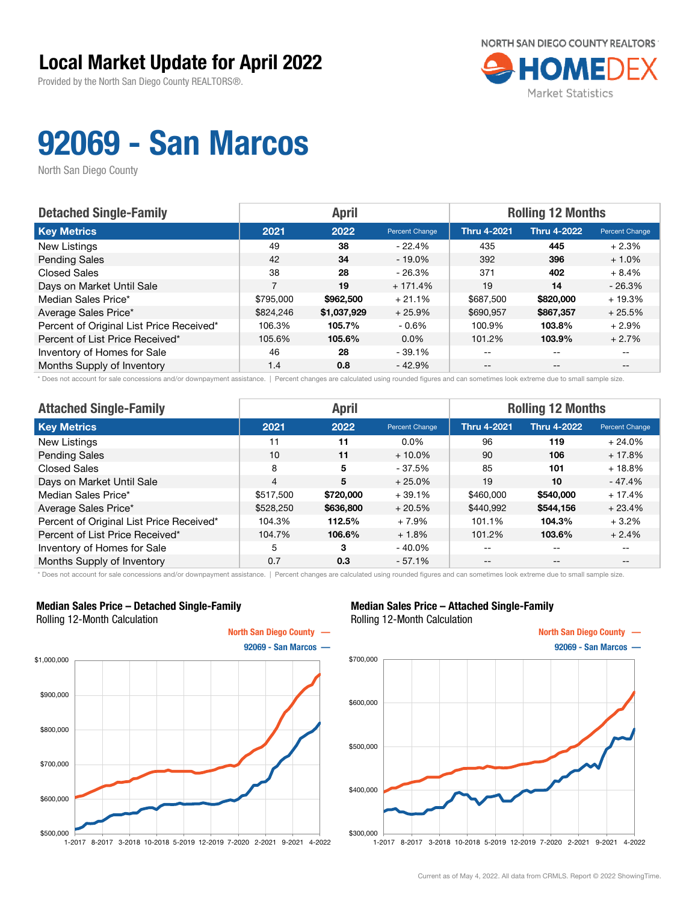# Local Market Update for April 2022

Provided by the North San Diego County REALTORS®.

NORTH SAN DIEGO COUNTY REALTORS HOMEDEX Market Statistics

# 92069 - San Marcos

North San Diego County

| Detached Single-Family | April | | | Rolling 12 Months | | |
|---|---|---|---|---|---|---|
| Key Metrics | 2021 | 2022 | Percent Change | Thru 4-2021 | Thru 4-2022 | Percent Change |
| New Listings | 49 | **38** | - 22.4% | 435 | **445** | + 2.3% |
| Pending Sales | 42 | **34** | - 19.0% | 392 | **396** | + 1.0% |
| Closed Sales | 38 | **28** | - 26.3% | 371 | **402** | + 8.4% |
| Days on Market Until Sale | 7 | **19** | + 171.4% | 19 | **14** | - 26.3% |
| Median Sales Price* | $795,000 | **$962,500** | + 21.1% | $687,500 | **$820,000** | + 19.3% |
| Average Sales Price* | $824,246 | **$1,037,929** | + 25.9% | $690,957 | **$867,357** | + 25.5% |
| Percent of Original List Price Received* | 106.3% | **105.7%** | - 0.6% | 100.9% | **103.8%** | + 2.9% |
| Percent of List Price Received* | 105.6% | **105.6%** | 0.0% | 101.2% | **103.9%** | + 2.7% |
| Inventory of Homes for Sale | 46 | **28** | - 39.1% | -- | -- | -- |
| Months Supply of Inventory | 1.4 | **0.8** | - 42.9% | -- | -- | -- |

\* Does not account for sale concessions and/or downpayment assistance. | Percent changes are calculated using rounded figures and can sometimes look extreme due to small sample size.

| Attached Single-Family | April | | | Rolling 12 Months | | |
|---|---|---|---|---|---|---|
| Key Metrics | 2021 | 2022 | Percent Change | Thru 4-2021 | Thru 4-2022 | Percent Change |
| New Listings | 11 | **11** | 0.0% | 96 | **119** | + 24.0% |
| Pending Sales | 10 | **11** | + 10.0% | 90 | **106** | + 17.8% |
| Closed Sales | 8 | **5** | - 37.5% | 85 | **101** | + 18.8% |
| Days on Market Until Sale | 4 | **5** | + 25.0% | 19 | **10** | - 47.4% |
| Median Sales Price* | $517,500 | **$720,000** | + 39.1% | $460,000 | **$540,000** | + 17.4% |
| Average Sales Price* | $528,250 | **$636,800** | + 20.5% | $440,992 | **$544,156** | + 23.4% |
| Percent of Original List Price Received* | 104.3% | **112.5%** | + 7.9% | 101.1% | **104.3%** | + 3.2% |
| Percent of List Price Received* | 104.7% | **106.6%** | + 1.8% | 101.2% | **103.6%** | + 2.4% |
| Inventory of Homes for Sale | 5 | **3** | - 40.0% | -- | -- | -- |
| Months Supply of Inventory | 0.7 | **0.3** | - 57.1% | -- | -- | -- |

\* Does not account for sale concessions and/or downpayment assistance. | Percent changes are calculated using rounded figures and can sometimes look extreme due to small sample size.

**Median Sales Price – Detached Single-Family**
Rolling 12-Month Calculation

North San Diego County —
92069 - San Marcos —

**Median Sales Price – Attached Single-Family**
Rolling 12-Month Calculation

North San Diego County —
92069 - San Marcos —

Current as of May 4, 2022. All data from CRMLS. Report © 2022 ShowingTime.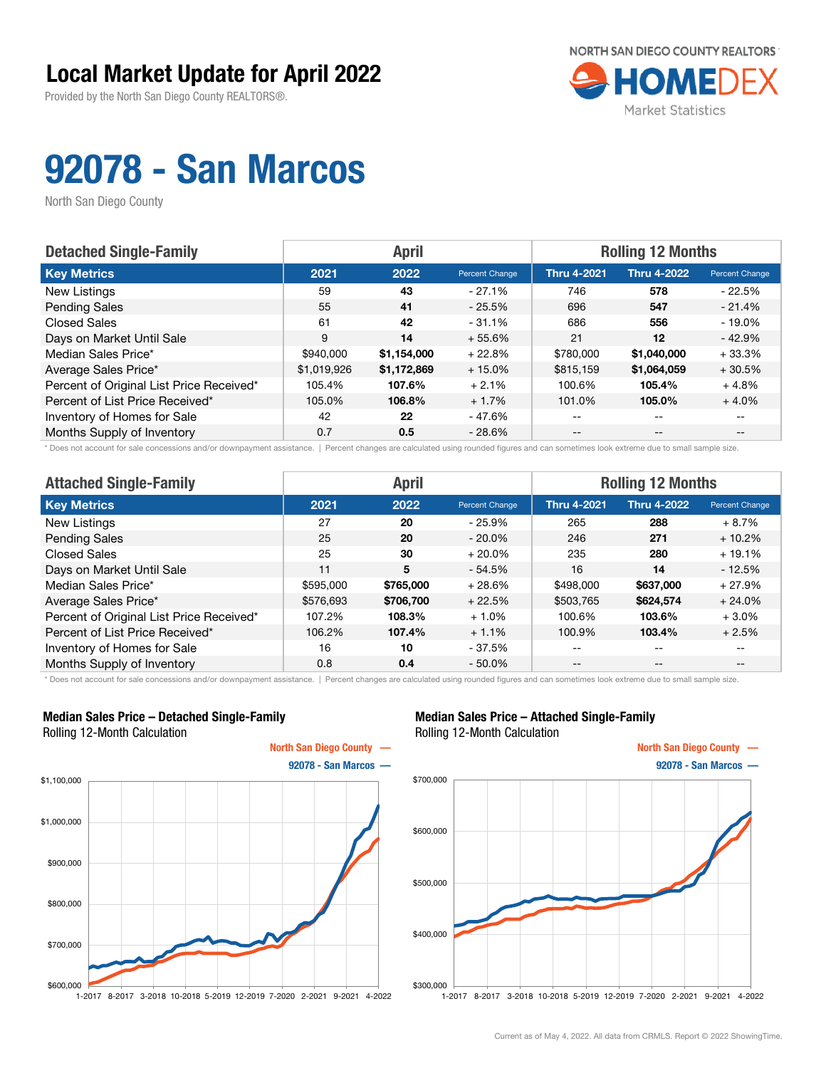# Local Market Update for April 2022

Provided by the North San Diego County REALTORS®.

NORTH SAN DIEGO COUNTY REALTORS HOMEDEX Market Statistics

# 92078 - San Marcos

North San Diego County

| Detached Single-Family | April | | | Rolling 12 Months | | |
|---|---|---|---|---|---|---|
| **Key Metrics** | **2021** | **2022** | **Percent Change** | **Thru 4-2021** | **Thru 4-2022** | **Percent Change** |
| New Listings | 59 | **43** | - 27.1% | 746 | **578** | - 22.5% |
| Pending Sales | 55 | **41** | - 25.5% | 696 | **547** | - 21.4% |
| Closed Sales | 61 | **42** | - 31.1% | 686 | **556** | - 19.0% |
| Days on Market Until Sale | 9 | **14** | + 55.6% | 21 | **12** | - 42.9% |
| Median Sales Price* | $940,000 | **$1,154,000** | + 22.8% | $780,000 | **$1,040,000** | + 33.3% |
| Average Sales Price* | $1,019,926 | **$1,172,869** | + 15.0% | $815,159 | **$1,064,059** | + 30.5% |
| Percent of Original List Price Received* | 105.4% | **107.6%** | + 2.1% | 100.6% | **105.4%** | + 4.8% |
| Percent of List Price Received* | 105.0% | **106.8%** | + 1.7% | 101.0% | **105.0%** | + 4.0% |
| Inventory of Homes for Sale | 42 | **22** | - 47.6% | -- | -- | -- |
| Months Supply of Inventory | 0.7 | **0.5** | - 28.6% | -- | -- | -- |

* Does not account for sale concessions and/or downpayment assistance. | Percent changes are calculated using rounded figures and can sometimes look extreme due to small sample size.

| Attached Single-Family | April | | | Rolling 12 Months | | |
|---|---|---|---|---|---|---|
| **Key Metrics** | **2021** | **2022** | **Percent Change** | **Thru 4-2021** | **Thru 4-2022** | **Percent Change** |
| New Listings | 27 | **20** | - 25.9% | 265 | **288** | + 8.7% |
| Pending Sales | 25 | **20** | - 20.0% | 246 | **271** | + 10.2% |
| Closed Sales | 25 | **30** | + 20.0% | 235 | **280** | + 19.1% |
| Days on Market Until Sale | 11 | **5** | - 54.5% | 16 | **14** | - 12.5% |
| Median Sales Price* | $595,000 | **$765,000** | + 28.6% | $498,000 | **$637,000** | + 27.9% |
| Average Sales Price* | $576,693 | **$706,700** | + 22.5% | $503,765 | **$624,574** | + 24.0% |
| Percent of Original List Price Received* | 107.2% | **108.3%** | + 1.0% | 100.6% | **103.6%** | + 3.0% |
| Percent of List Price Received* | 106.2% | **107.4%** | + 1.1% | 100.9% | **103.4%** | + 2.5% |
| Inventory of Homes for Sale | 16 | **10** | - 37.5% | -- | -- | -- |
| Months Supply of Inventory | 0.8 | **0.4** | - 50.0% | -- | -- | -- |

* Does not account for sale concessions and/or downpayment assistance. | Percent changes are calculated using rounded figures and can sometimes look extreme due to small sample size.

**Median Sales Price – Detached Single-Family**
Rolling 12-Month Calculation

North San Diego County —
92078 - San Marcos —

**Median Sales Price – Attached Single-Family**
Rolling 12-Month Calculation

North San Diego County —
92078 - San Marcos —

Current as of May 4, 2022. All data from CRMLS. Report © 2022 ShowingTime.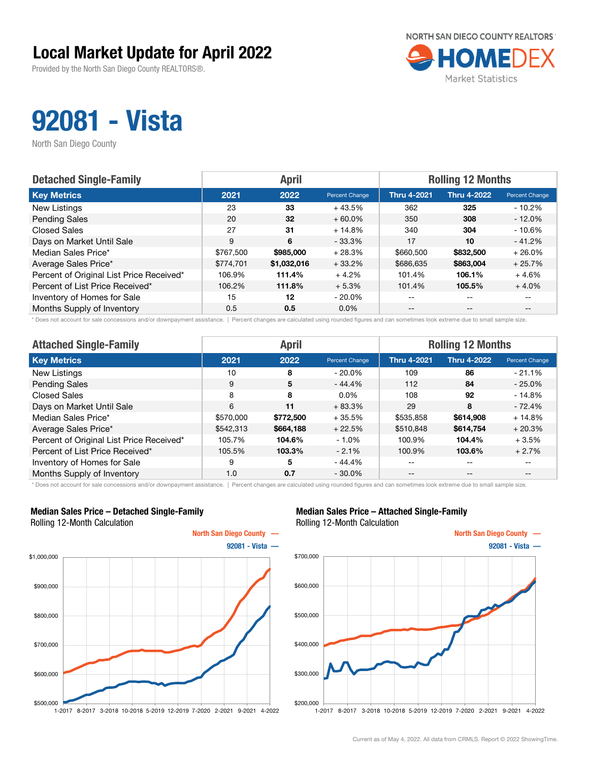# Local Market Update for April 2022

Provided by the North San Diego County REALTORS®.

NORTH SAN DIEGO COUNTY REALTORS HOMEDEX Market Statistics

# 92081 - Vista

North San Diego County

| Detached Single-Family | April | | | Rolling 12 Months | | |
|---|---|---|---|---|---|---|
| **Key Metrics** | **2021** | **2022** | **Percent Change** | **Thru 4-2021** | **Thru 4-2022** | **Percent Change** |
| New Listings | 23 | **33** | + 43.5% | 362 | **325** | - 10.2% |
| Pending Sales | 20 | **32** | + 60.0% | 350 | **308** | - 12.0% |
| Closed Sales | 27 | **31** | + 14.8% | 340 | **304** | - 10.6% |
| Days on Market Until Sale | 9 | **6** | - 33.3% | 17 | **10** | - 41.2% |
| Median Sales Price* | $767,500 | **$985,000** | + 28.3% | $660,500 | **$832,500** | + 26.0% |
| Average Sales Price* | $774,701 | **$1,032,016** | + 33.2% | $686,635 | **$863,004** | + 25.7% |
| Percent of Original List Price Received* | 106.9% | **111.4%** | + 4.2% | 101.4% | **106.1%** | + 4.6% |
| Percent of List Price Received* | 106.2% | **111.8%** | + 5.3% | 101.4% | **105.5%** | + 4.0% |
| Inventory of Homes for Sale | 15 | **12** | - 20.0% | -- | -- | -- |
| Months Supply of Inventory | 0.5 | **0.5** | 0.0% | -- | -- | -- |

\* Does not account for sale concessions and/or downpayment assistance. | Percent changes are calculated using rounded figures and can sometimes look extreme due to small sample size.

| Attached Single-Family | April | | | Rolling 12 Months | | |
|---|---|---|---|---|---|---|
| **Key Metrics** | **2021** | **2022** | **Percent Change** | **Thru 4-2021** | **Thru 4-2022** | **Percent Change** |
| New Listings | 10 | **8** | - 20.0% | 109 | **86** | - 21.1% |
| Pending Sales | 9 | **5** | - 44.4% | 112 | **84** | - 25.0% |
| Closed Sales | 8 | **8** | 0.0% | 108 | **92** | - 14.8% |
| Days on Market Until Sale | 6 | **11** | + 83.3% | 29 | **8** | - 72.4% |
| Median Sales Price* | $570,000 | **$772,500** | + 35.5% | $535,858 | **$614,908** | + 14.8% |
| Average Sales Price* | $542,313 | **$664,188** | + 22.5% | $510,848 | **$614,754** | + 20.3% |
| Percent of Original List Price Received* | 105.7% | **104.6%** | - 1.0% | 100.9% | **104.4%** | + 3.5% |
| Percent of List Price Received* | 105.5% | **103.3%** | - 2.1% | 100.9% | **103.6%** | + 2.7% |
| Inventory of Homes for Sale | 9 | **5** | - 44.4% | -- | -- | -- |
| Months Supply of Inventory | 1.0 | **0.7** | - 30.0% | -- | -- | -- |

\* Does not account for sale concessions and/or downpayment assistance. | Percent changes are calculated using rounded figures and can sometimes look extreme due to small sample size.

**Median Sales Price – Detached Single-Family**
Rolling 12-Month Calculation

**Median Sales Price – Attached Single-Family**
Rolling 12-Month Calculation

Current as of May 4, 2022. All data from CRMLS. Report © 2022 ShowingTime.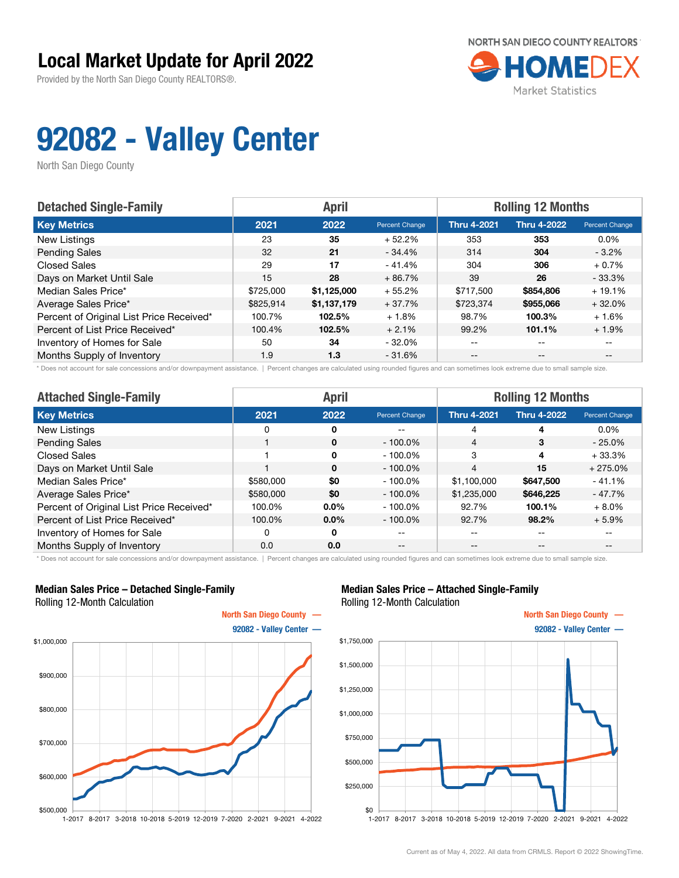# Local Market Update for April 2022

Provided by the North San Diego County REALTORS®.

NORTH SAN DIEGO COUNTY REALTORS HOMEDEX Market Statistics

# 92082 - Valley Center

North San Diego County

| Detached Single-Family | April | | | Rolling 12 Months | | |
|---|---|---|---|---|---|---|
| **Key Metrics** | **2021** | **2022** | **Percent Change** | **Thru 4-2021** | **Thru 4-2022** | **Percent Change** |
| New Listings | 23 | **35** | + 52.2% | 353 | **353** | 0.0% |
| Pending Sales | 32 | **21** | - 34.4% | 314 | **304** | - 3.2% |
| Closed Sales | 29 | **17** | - 41.4% | 304 | **306** | + 0.7% |
| Days on Market Until Sale | 15 | **28** | + 86.7% | 39 | **26** | - 33.3% |
| Median Sales Price* | $725,000 | **$1,125,000** | + 55.2% | $717,500 | **$854,806** | + 19.1% |
| Average Sales Price* | $825,914 | **$1,137,179** | + 37.7% | $723,374 | **$955,066** | + 32.0% |
| Percent of Original List Price Received* | 100.7% | **102.5%** | + 1.8% | 98.7% | **100.3%** | + 1.6% |
| Percent of List Price Received* | 100.4% | **102.5%** | + 2.1% | 99.2% | **101.1%** | + 1.9% |
| Inventory of Homes for Sale | 50 | **34** | - 32.0% | -- | -- | -- |
| Months Supply of Inventory | 1.9 | **1.3** | - 31.6% | -- | -- | -- |

\* Does not account for sale concessions and/or downpayment assistance. | Percent changes are calculated using rounded figures and can sometimes look extreme due to small sample size.

| Attached Single-Family | April | | | Rolling 12 Months | | |
|---|---|---|---|---|---|---|
| **Key Metrics** | **2021** | **2022** | **Percent Change** | **Thru 4-2021** | **Thru 4-2022** | **Percent Change** |
| New Listings | 0 | **0** | -- | 4 | **4** | 0.0% |
| Pending Sales | 1 | **0** | - 100.0% | 4 | **3** | - 25.0% |
| Closed Sales | 1 | **0** | - 100.0% | 3 | **4** | + 33.3% |
| Days on Market Until Sale | 1 | **0** | - 100.0% | 4 | **15** | + 275.0% |
| Median Sales Price* | $580,000 | **$0** | - 100.0% | $1,100,000 | **$647,500** | - 41.1% |
| Average Sales Price* | $580,000 | **$0** | - 100.0% | $1,235,000 | **$646,225** | - 47.7% |
| Percent of Original List Price Received* | 100.0% | **0.0%** | - 100.0% | 92.7% | **100.1%** | + 8.0% |
| Percent of List Price Received* | 100.0% | **0.0%** | - 100.0% | 92.7% | **98.2%** | + 5.9% |
| Inventory of Homes for Sale | 0 | **0** | -- | -- | -- | -- |
| Months Supply of Inventory | 0.0 | **0.0** | -- | -- | -- | -- |

\* Does not account for sale concessions and/or downpayment assistance. | Percent changes are calculated using rounded figures and can sometimes look extreme due to small sample size.

**Median Sales Price – Detached Single-Family**
Rolling 12-Month Calculation

North San Diego County —
92082 - Valley Center —

**Median Sales Price – Attached Single-Family**
Rolling 12-Month Calculation

North San Diego County —
92082 - Valley Center —

Current as of May 4, 2022. All data from CRMLS. Report © 2022 ShowingTime.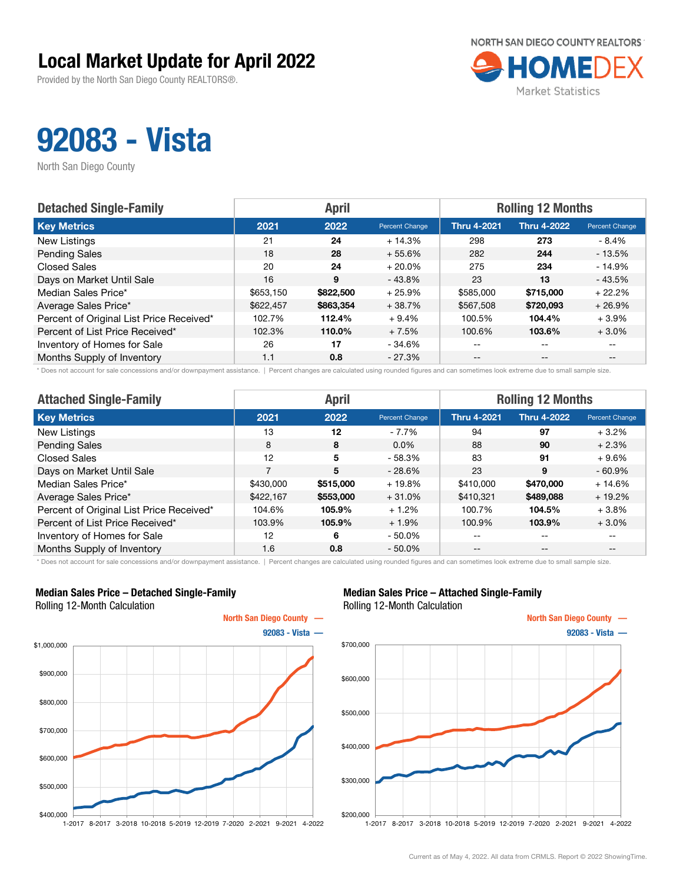# Local Market Update for April 2022

Provided by the North San Diego County REALTORS®.

NORTH SAN DIEGO COUNTY REALTORS® HOMEDEX Market Statistics

# 92083 - Vista

North San Diego County

| Detached Single-Family | April | | | Rolling 12 Months | | |
|---|---|---|---|---|---|---|
| **Key Metrics** | **2021** | **2022** | **Percent Change** | **Thru 4-2021** | **Thru 4-2022** | **Percent Change** |
| New Listings | 21 | **24** | + 14.3% | 298 | **273** | - 8.4% |
| Pending Sales | 18 | **28** | + 55.6% | 282 | **244** | - 13.5% |
| Closed Sales | 20 | **24** | + 20.0% | 275 | **234** | - 14.9% |
| Days on Market Until Sale | 16 | **9** | - 43.8% | 23 | **13** | - 43.5% |
| Median Sales Price* | $653,150 | **$822,500** | + 25.9% | $585,000 | **$715,000** | + 22.2% |
| Average Sales Price* | $622,457 | **$863,354** | + 38.7% | $567,508 | **$720,093** | + 26.9% |
| Percent of Original List Price Received* | 102.7% | **112.4%** | + 9.4% | 100.5% | **104.4%** | + 3.9% |
| Percent of List Price Received* | 102.3% | **110.0%** | + 7.5% | 100.6% | **103.6%** | + 3.0% |
| Inventory of Homes for Sale | 26 | **17** | - 34.6% | -- | -- | -- |
| Months Supply of Inventory | 1.1 | **0.8** | - 27.3% | -- | -- | -- |

\* Does not account for sale concessions and/or downpayment assistance. | Percent changes are calculated using rounded figures and can sometimes look extreme due to small sample size.

| Attached Single-Family | April | | | Rolling 12 Months | | |
|---|---|---|---|---|---|---|
| **Key Metrics** | **2021** | **2022** | **Percent Change** | **Thru 4-2021** | **Thru 4-2022** | **Percent Change** |
| New Listings | 13 | **12** | - 7.7% | 94 | **97** | + 3.2% |
| Pending Sales | 8 | **8** | 0.0% | 88 | **90** | + 2.3% |
| Closed Sales | 12 | **5** | - 58.3% | 83 | **91** | + 9.6% |
| Days on Market Until Sale | 7 | **5** | - 28.6% | 23 | **9** | - 60.9% |
| Median Sales Price* | $430,000 | **$515,000** | + 19.8% | $410,000 | **$470,000** | + 14.6% |
| Average Sales Price* | $422,167 | **$553,000** | + 31.0% | $410,321 | **$489,088** | + 19.2% |
| Percent of Original List Price Received* | 104.6% | **105.9%** | + 1.2% | 100.7% | **104.5%** | + 3.8% |
| Percent of List Price Received* | 103.9% | **105.9%** | + 1.9% | 100.9% | **103.9%** | + 3.0% |
| Inventory of Homes for Sale | 12 | **6** | - 50.0% | -- | -- | -- |
| Months Supply of Inventory | 1.6 | **0.8** | - 50.0% | -- | -- | -- |

\* Does not account for sale concessions and/or downpayment assistance. | Percent changes are calculated using rounded figures and can sometimes look extreme due to small sample size.

**Median Sales Price – Detached Single-Family**
Rolling 12-Month Calculation

North San Diego County —
92083 - Vista —

**Median Sales Price – Attached Single-Family**
Rolling 12-Month Calculation

North San Diego County —
92083 - Vista —

Current as of May 4, 2022. All data from CRMLS. Report © 2022 ShowingTime.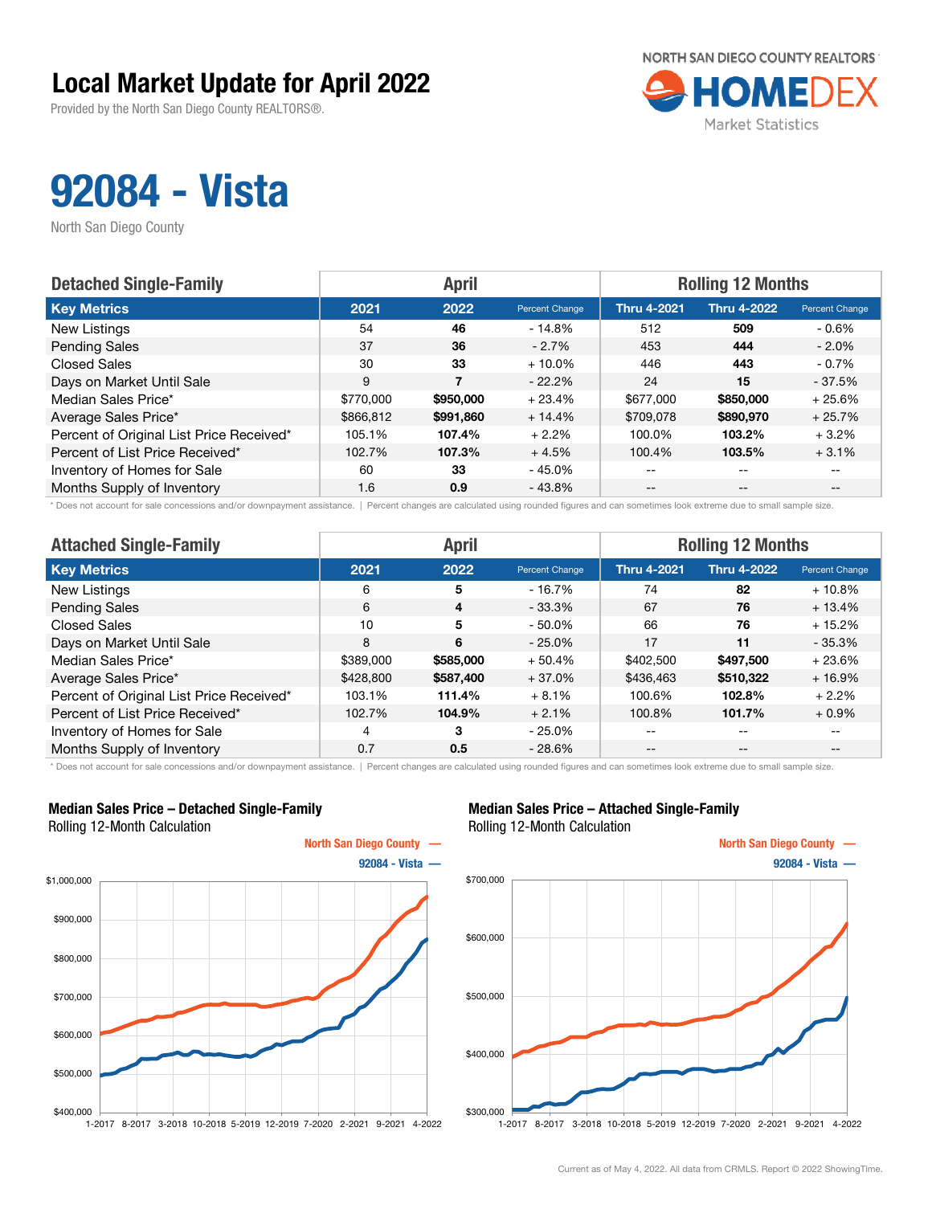# Local Market Update for April 2022

Provided by the North San Diego County REALTORS®.

NORTH SAN DIEGO COUNTY REALTORS HOMEDEX Market Statistics

# 92084 - Vista

North San Diego County

| Detached Single-Family | April | | | Rolling 12 Months | | |
|---|---|---|---|---|---|---|
| **Key Metrics** | **2021** | **2022** | **Percent Change** | **Thru 4-2021** | **Thru 4-2022** | **Percent Change** |
| New Listings | 54 | **46** | - 14.8% | 512 | **509** | - 0.6% |
| Pending Sales | 37 | **36** | - 2.7% | 453 | **444** | - 2.0% |
| Closed Sales | 30 | **33** | + 10.0% | 446 | **443** | - 0.7% |
| Days on Market Until Sale | 9 | **7** | - 22.2% | 24 | **15** | - 37.5% |
| Median Sales Price* | $770,000 | **$950,000** | + 23.4% | $677,000 | **$850,000** | + 25.6% |
| Average Sales Price* | $866,812 | **$991,860** | + 14.4% | $709,078 | **$890,970** | + 25.7% |
| Percent of Original List Price Received* | 105.1% | **107.4%** | + 2.2% | 100.0% | **103.2%** | + 3.2% |
| Percent of List Price Received* | 102.7% | **107.3%** | + 4.5% | 100.4% | **103.5%** | + 3.1% |
| Inventory of Homes for Sale | 60 | **33** | - 45.0% | -- | -- | -- |
| Months Supply of Inventory | 1.6 | **0.9** | - 43.8% | -- | -- | -- |

* Does not account for sale concessions and/or downpayment assistance. | Percent changes are calculated using rounded figures and can sometimes look extreme due to small sample size.

| Attached Single-Family | April | | | Rolling 12 Months | | |
|---|---|---|---|---|---|---|
| **Key Metrics** | **2021** | **2022** | **Percent Change** | **Thru 4-2021** | **Thru 4-2022** | **Percent Change** |
| New Listings | 6 | **5** | - 16.7% | 74 | **82** | + 10.8% |
| Pending Sales | 6 | **4** | - 33.3% | 67 | **76** | + 13.4% |
| Closed Sales | 10 | **5** | - 50.0% | 66 | **76** | + 15.2% |
| Days on Market Until Sale | 8 | **6** | - 25.0% | 17 | **11** | - 35.3% |
| Median Sales Price* | $389,000 | **$585,000** | + 50.4% | $402,500 | **$497,500** | + 23.6% |
| Average Sales Price* | $428,800 | **$587,400** | + 37.0% | $436,463 | **$510,322** | + 16.9% |
| Percent of Original List Price Received* | 103.1% | **111.4%** | + 8.1% | 100.6% | **102.8%** | + 2.2% |
| Percent of List Price Received* | 102.7% | **104.9%** | + 2.1% | 100.8% | **101.7%** | + 0.9% |
| Inventory of Homes for Sale | 4 | **3** | - 25.0% | -- | -- | -- |
| Months Supply of Inventory | 0.7 | **0.5** | - 28.6% | -- | -- | -- |

* Does not account for sale concessions and/or downpayment assistance. | Percent changes are calculated using rounded figures and can sometimes look extreme due to small sample size.

**Median Sales Price – Detached Single-Family**
Rolling 12-Month Calculation

North San Diego County
92084 - Vista

$1,000,000
$900,000
$800,000
$700,000
$600,000
$500,000
$400,000

1-2017 8-2017 3-2018 10-2018 5-2019 12-2019 7-2020 2-2021 9-2021 4-2022

**Median Sales Price – Attached Single-Family**
Rolling 12-Month Calculation

North San Diego County
92084 - Vista

$700,000
$600,000
$500,000
$400,000
$300,000

1-2017 8-2017 3-2018 10-2018 5-2019 12-2019 7-2020 2-2021 9-2021 4-2022

Current as of May 4, 2022. All data from CRMLS. Report © 2022 ShowingTime.